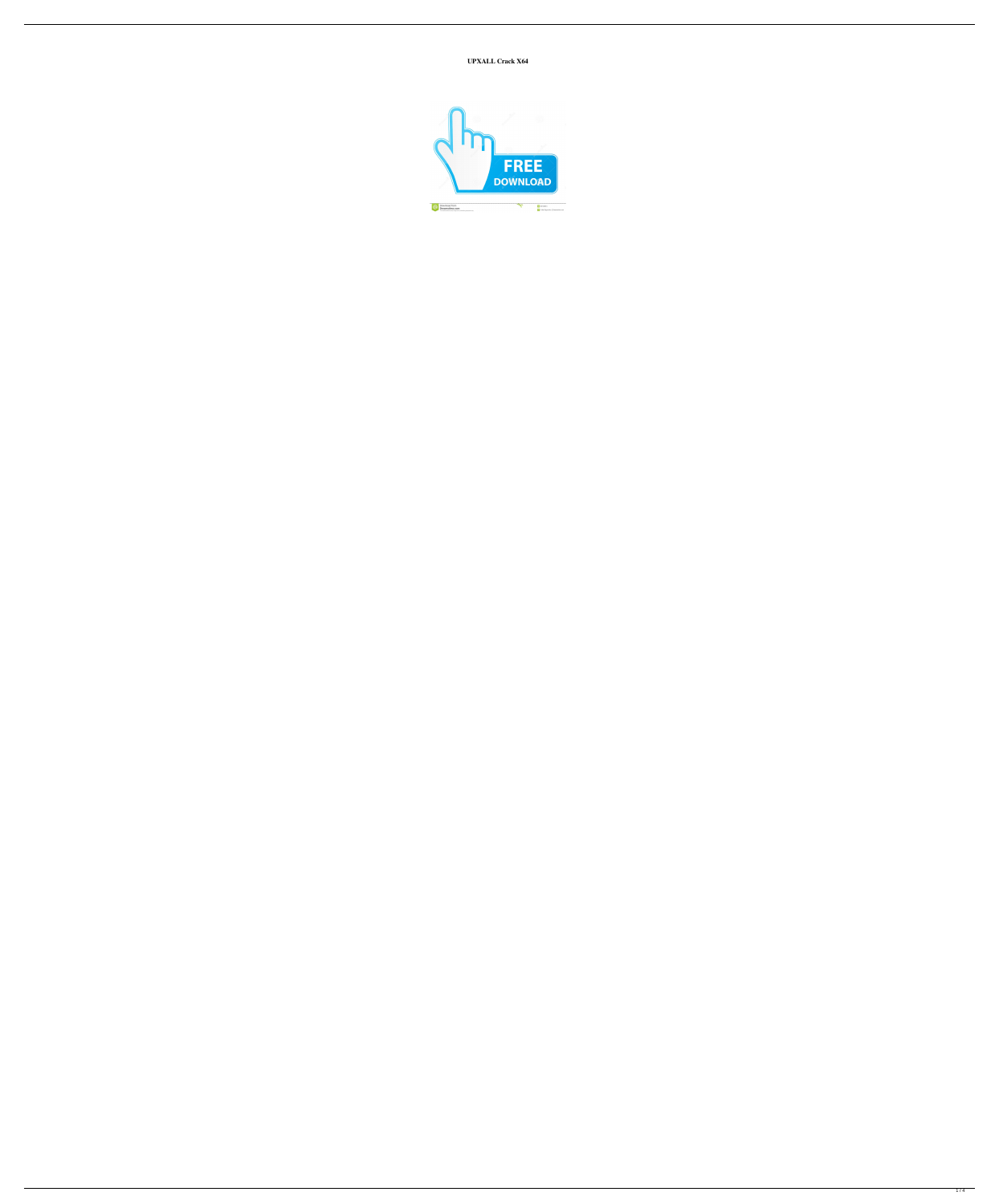**UPXALL Crack X64**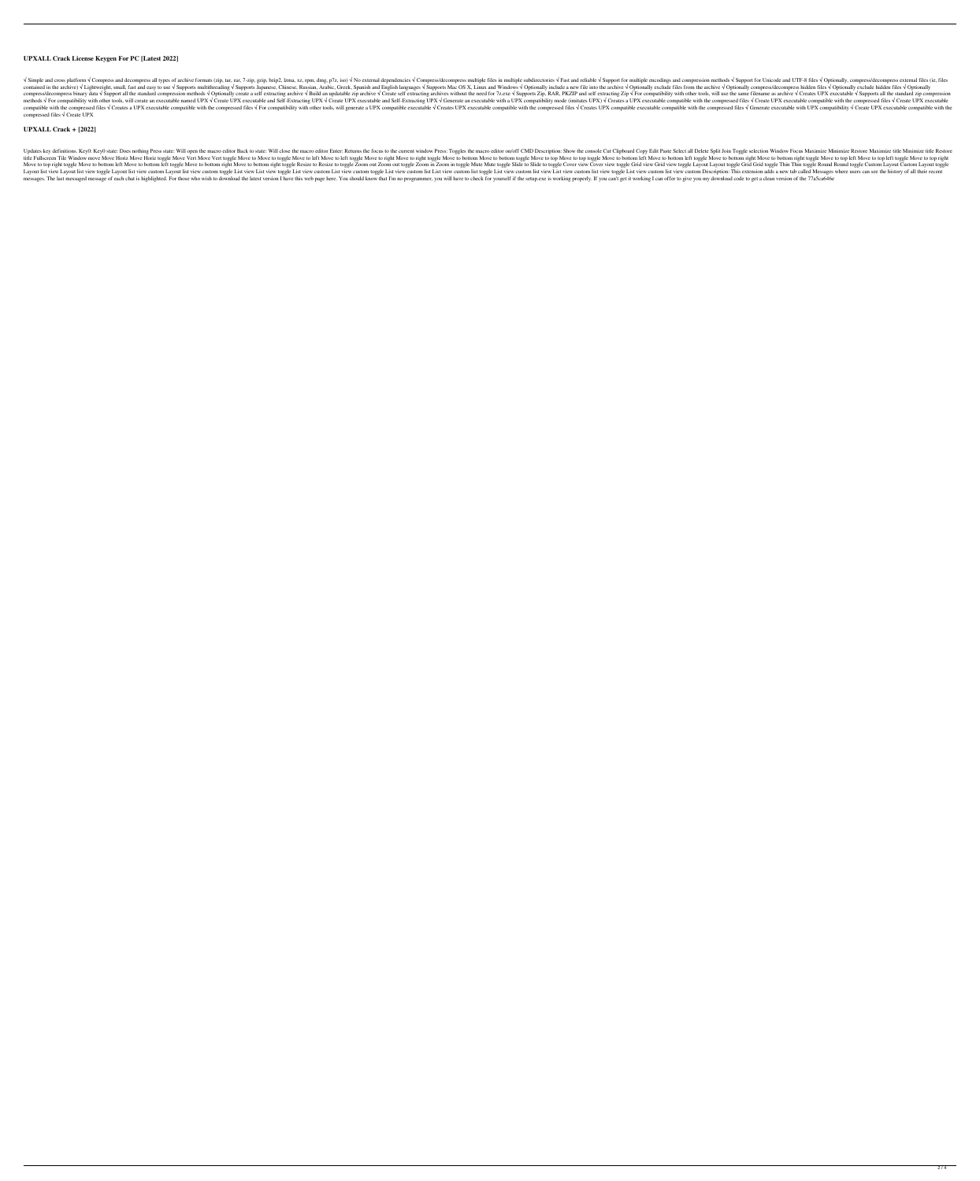## UPXALL Crack License Keygen For PC [Latest 2022]

√ Simple and cross platform √ Compress and decompress all types of archive formats (zip, tar, rar, 7-zip, gzip, bzip2, lzma, xz, rpm, dmg, p7z, iso) √ No external dependencies √ Compress/decompress multiple files in multiple subdirectories √ Fast and reliable √ Support for multiple encodings and compression methods √ Support for Unicode and UTF-8 files √ Optionally, compress/decompress external files (ie, files contained in the archive) √ Lightweight, small, fast and easy to use √ Supports multithreading √ Supports Japanese, Chinese, Russian, Arabic, Greek, Spanish and English languages √ Supports Mac OS X, Linux and Windows √ Optionally include a new file into the archive √ Optionally exclude files from the archive √ Optionally compress/decompress hidden files √ Optionally exclude hidden files √ Optionally compress/decompress binary data √ Support all the standard compression methods √ Optionally create a self extracting archive √ Build an updatable zip archive √ Create self extracting archives without the need for 7z.exe √ Supports Zip, RAR, PKZIP and self extracting Zip √ For compatibility with other tools, will use the same filename as archive √ Creates UPX executable √ Supports all the standard zip compression methods √ For compatibility with other tools, will create an executable named UPX √ Create UPX executable and Self-Extracting UPX √ Create UPX executable and Self-Extracting UPX √ Generate an executable with a UPX compatibility mode (imitates UPX) √ Creates a UPX executable compatible with the compressed files √ Create UPX executable compatible with the compressed files √ Create UPX executable compatible with the compressed files √ Creates a UPX executable compatible with the compressed files √ For compatibility with other tools, will generate a UPX compatible executable √ Creates UPX executable compatible with the compressed files √ Creates UPX compatible executable compatible with the compressed files √ Generate executable with UPX compatibility √ Create UPX executable compatible with the compressed files √ Create UPX

## UPXALL Crack + [2022]

Updates key definitions. Key0: Key0 state: Does nothing Press state: Will open the macro editor Back to state: Will close the macro editor Enter: Returns the focus to the current window Press: Toggles the macro editor on/off CMD Description: Show the console Cut Clipboard Copy Edit Paste Select all Delete Split Join Toggle selection Window Focus Maximize Minimize Restore Maximize title Minimize title Restore title Fullscreen Tile Window move Move Horiz Move Horiz toggle Move Vert Move Vert toggle Move to Move to toggle Move to left Move to left toggle Move to right Move to right toggle Move to bottom Move to bottom toggle Move to top Move to top toggle Move to bottom left Move to bottom left toggle Move to bottom right Move to bottom right toggle Move to top left Move to top left toggle Move to top right Move to top right toggle Move to bottom left Move to bottom left toggle Move to bottom right Move to bottom right toggle Resize to Resize to toggle Zoom out Zoom out toggle Zoom in Zoom in toggle Mute Mute toggle Slide to Slide to toggle Cover view Cover view toggle Grid view Grid view toggle Layout Layout toggle Grid Grid toggle Thin Thin toggle Round Round toggle Custom Layout Custom Layout toggle Layout list view Layout list view toggle Layout list view custom Layout list view custom toggle List view List view toggle List view custom List view custom toggle List view custom list List view custom list toggle List view custom list view List view custom list view toggle List view custom list view custom Description: This extension adds a new tab called Messages where users can see the history of all their recent messages. The last messaged message of each chat is highlighted. For those who wish to download the latest version I have this web page here. You should know that I'm no programmer, you will have to check for yourself if the setup.exe is working properly. If you can't get it working I can offer to give you my download code to get a clean version of the 77a5ca646e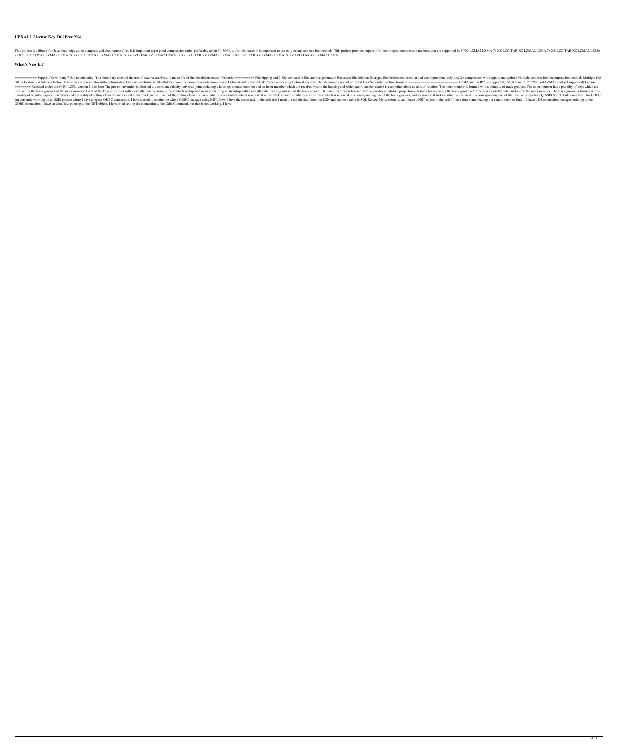### UPXALL License Key Full Free X64

This project is a library for Java, that helps you to compress and decompress files. It is important to get good compression ratio (preferably about 30-50%), so for this reason it is important to use only strong compression methods. This project provides support for the strongest compression methods that are supported by UPX: LZMA2 LZMA 7z XZ LZO TAR XZ LZMA2 LZMA 7z XZ LZO TAR XZ LZMA2 LZMA 7z XZ LZO TAR XZ LZMA2 LZMA 7z XZ LZO TAR XZ LZMA2 LZMA 7z XZ LZO TAR XZ LZMA2 LZMA 7z XZ LZO TAR XZ LZMA2 LZMA 7z XZ LZO TAR XZ LZMA2 LZMA 7z XZ LZO TAR XZ LZMA2 LZMA

### What's New In?

=========== Support file with my 7-Zip functionality. You should try to avoid the use of external archives, to make life of the developers easier. Features: ========== File zipping and 7-Zip compatible files archive generation Recursive file deletion Encrypts files before compression and decompression (only upx-2.x compressors will support encryption) Multiple compression/decompression methods Multiple file filters Destination folder selection Maximum compress ratio Auto optimization Optional exclusion of files/folders from the compression/decompression Optional and restricted file/folder re-opening Optional and restricted decompression of archived files Supported archive formats: ========================== LZMA and BZIP2 (unsupported) 7Z, XZ and ZIP PPMd and LZMA2 (not yet supported) License: ======== Released under the GNU LGPL, version 2.1 or later The present invention is directed to a constant velocity universal joint including a housing, an outer member and an inner member which are received within the housing and which are rotatable relative to each other about an axis of rotation. The inner member is formed with a plurality of track grooves. The outer member has a plurality of keys which are received in the track grooves of the inner member. Each of the keys is formed with a radially inner bearing surface which is disposed in an interfitting relationship with a radially outer bearing surface of the track groove. The inner member is formed with a plurality of rib-like projections. A track for receiving the track groove is formed on a radially outer surface of the inner member. The track groove is formed with a plurality of angularly spaced raceways and a plurality of rolling elements are located in the track groove. Each of the rolling elements has a radially outer surface which is received in the track groove, a radially inner surface which is received in a corresponding one of the track grooves, and a cylindrical surface which is received in a corresponding one of the rib-like projections.Q: SSIS Script Task using.NET for ODBC I am currently working on an SSIS project where I have a legacy ODBC connection. I have started to rewrite the whole ODBC package using.NET. Now, I have the script task to the task that I need to read the data from the DSN and pass to a table in SQL Server. My question is, can I have a.NET object in the task? I have done some reading but cannot seem to find it. I have a DB connection manager pointing to the ODBC connection. I have an data flow pointing to the.NET object. I have tried setting the connection to the OdbcCommand, but that is not working. I have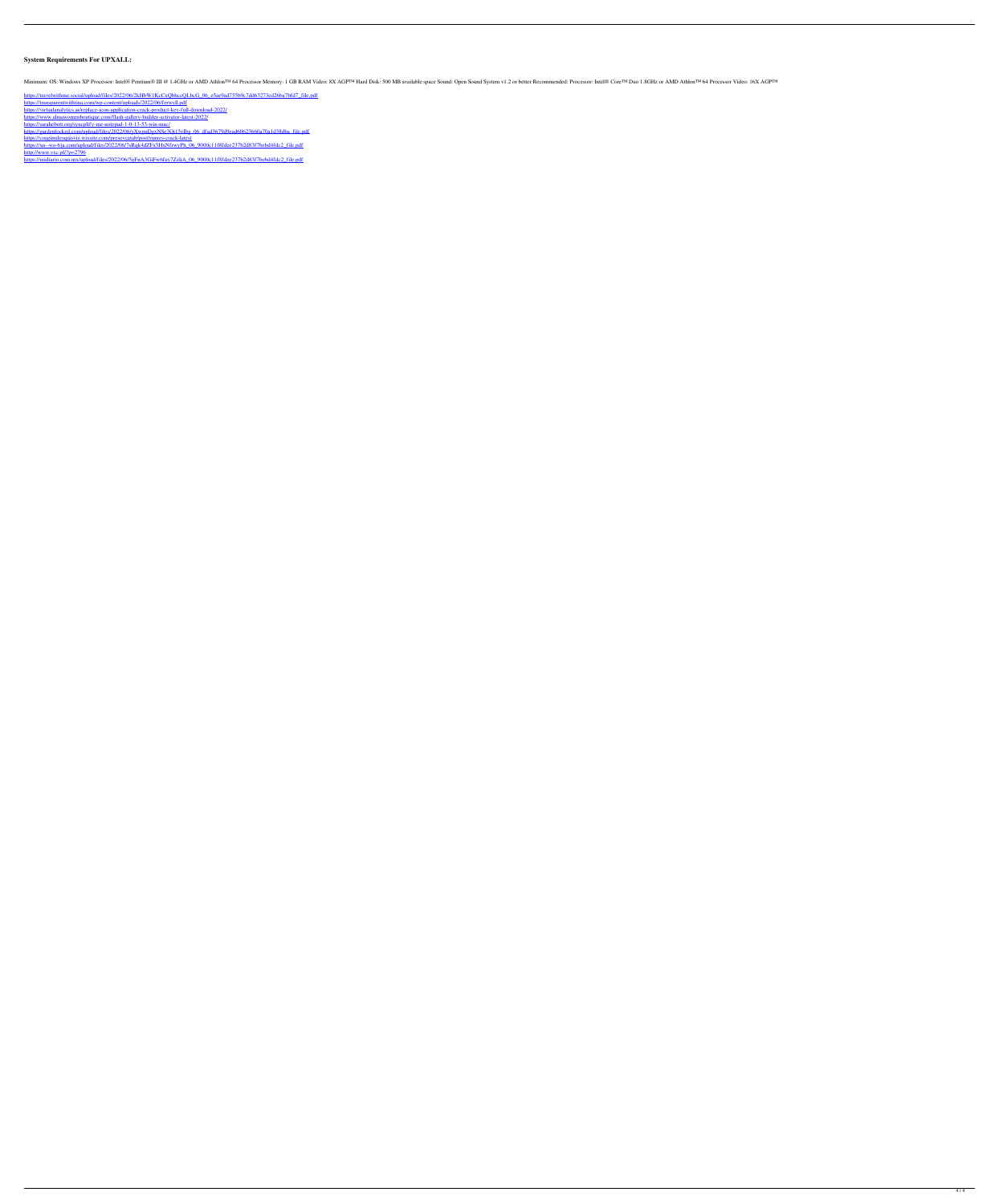### System Requirements For UPXALL:

Minimum: OS: Windows XP Processor: Intel® Pentium® III @ 1.4GHz or AMD Athlon™ 64 Processor Memory: 1 GB RAM Video: 8X AGP™ Hard Disk: 500 MB available space Sound: Open Sound System v1.2 or better Recommended: Processor: Intel® Core™ Duo 1.8GHz or AMD Athlon™ 64 Processor Video: 16X AGP™

https://travelwithme.social/upload/files/2022/06/2kHbW1KeCxQbhcsQLhcG_06_e5ae9ad755b9c7dd63273ed26ba7bfd7_file.pdf
https://transparentwithtina.com/wp-content/uploads/2022/06/ferwyll.pdf
https://virtualanalytics.ai/replace-icon-application-crack-product-key-full-download-2022/
https://www.almawomenboutique.com/flash-gallery-builder-activator-latest-2022/
https://sarahebott.org/coxspllify-me-notepad-1-0-13-53-win-mac/
https://gardenlocked.com/upload/files/2022/06/iXuzmDpxNSr3Ok15uIhg_06_dfad3679d9ead60623660a70a1d38dba_file.pdf
https://cougimdexquissviz.wixsite.com/presovcatub/post/runres-crack-latest
https://xn--wo-6ja.com/upload/files/2022/06/7sRqk4dZFx5HsNfrwyPh_06_9000c11f8fdee237b2d83f7bebd4fdc2_file.pdf
http://www.vxc.pl/?p=2796
https://midiario.com.mx/upload/files/2022/06/5qFnA3GiFw6fuy7ZdiA_06_9000c11f8fdee237b2d83f7bebd4fdc2_file.pdf